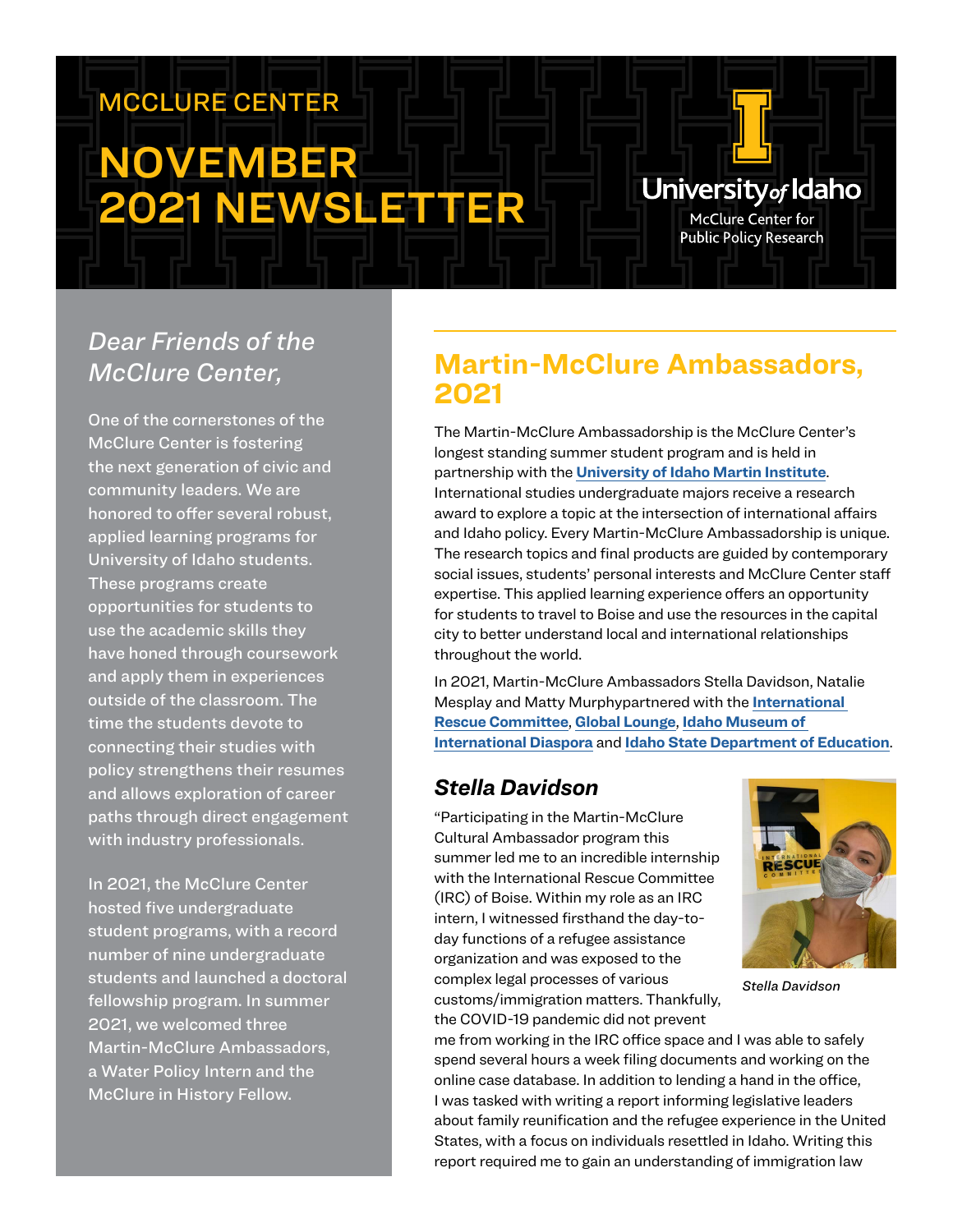MCCLURE CENTER

# NOVEMBER 2021 NEWSLETTER

University of Idaho
McClure Center for Public Policy Research

*Dear Friends of the McClure Center,*

One of the cornerstones of the McClure Center is fostering the next generation of civic and community leaders. We are honored to offer several robust, applied learning programs for University of Idaho students. These programs create opportunities for students to use the academic skills they have honed through coursework and apply them in experiences outside of the classroom. The time the students devote to connecting their studies with policy strengthens their resumes and allows exploration of career paths through direct engagement with industry professionals.

In 2021, the McClure Center hosted five undergraduate student programs, with a record number of nine undergraduate students and launched a doctoral fellowship program. In summer 2021, we welcomed three Martin-McClure Ambassadors, a Water Policy Intern and the McClure in History Fellow.

## Martin-McClure Ambassadors, 2021

The Martin-McClure Ambassadorship is the McClure Center's longest standing summer student program and is held in partnership with the **University of Idaho Martin Institute**. International studies undergraduate majors receive a research award to explore a topic at the intersection of international affairs and Idaho policy. Every Martin-McClure Ambassadorship is unique. The research topics and final products are guided by contemporary social issues, students' personal interests and McClure Center staff expertise. This applied learning experience offers an opportunity for students to travel to Boise and use the resources in the capital city to better understand local and international relationships throughout the world.

In 2021, Martin-McClure Ambassadors Stella Davidson, Natalie Mesplay and Matty Murphypartnered with the **International Rescue Committee**, **Global Lounge**, **Idaho Museum of International Diaspora** and **Idaho State Department of Education**.

### *Stella Davidson*

*Stella Davidson*

"Participating in the Martin-McClure Cultural Ambassador program this summer led me to an incredible internship with the International Rescue Committee (IRC) of Boise. Within my role as an IRC intern, I witnessed firsthand the day-to-day functions of a refugee assistance organization and was exposed to the complex legal processes of various customs/immigration matters. Thankfully, the COVID-19 pandemic did not prevent me from working in the IRC office space and I was able to safely spend several hours a week filing documents and working on the online case database. In addition to lending a hand in the office, I was tasked with writing a report informing legislative leaders about family reunification and the refugee experience in the United States, with a focus on individuals resettled in Idaho. Writing this report required me to gain an understanding of immigration law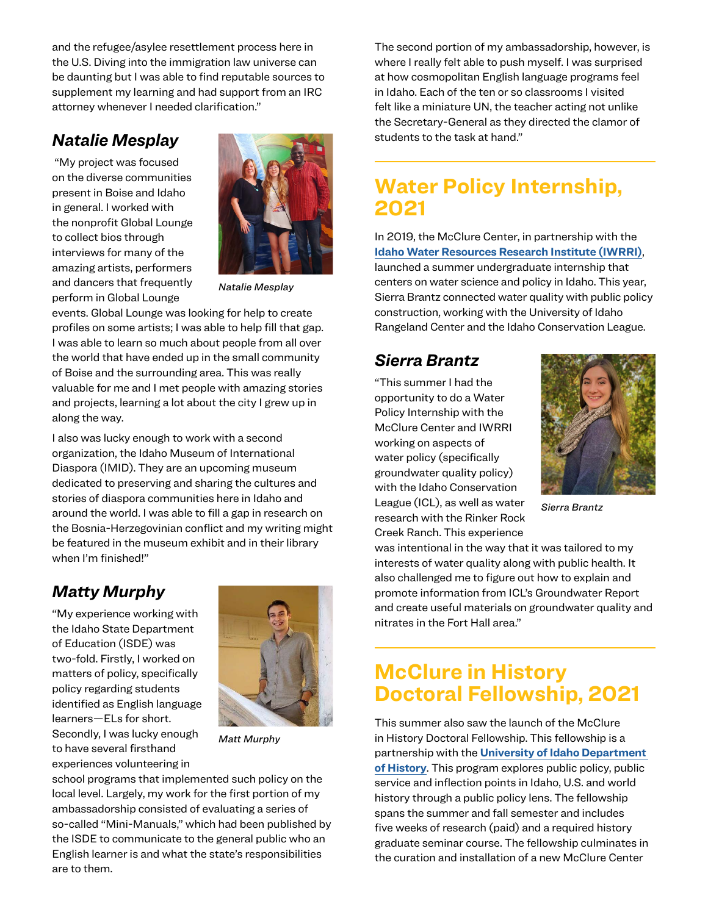and the refugee/asylee resettlement process here in the U.S. Diving into the immigration law universe can be daunting but I was able to find reputable sources to supplement my learning and had support from an IRC attorney whenever I needed clarification."

### *Natalie Mesplay*

"My project was focused on the diverse communities present in Boise and Idaho in general. I worked with the nonprofit Global Lounge to collect bios through interviews for many of the amazing artists, performers and dancers that frequently perform in Global Lounge events. Global Lounge was looking for help to create profiles on some artists; I was able to help fill that gap. I was able to learn so much about people from all over the world that have ended up in the small community of Boise and the surrounding area. This was really valuable for me and I met people with amazing stories and projects, learning a lot about the city I grew up in along the way.

*Natalie Mesplay*

I also was lucky enough to work with a second organization, the Idaho Museum of International Diaspora (IMID). They are an upcoming museum dedicated to preserving and sharing the cultures and stories of diaspora communities here in Idaho and around the world. I was able to fill a gap in research on the Bosnia-Herzegovinian conflict and my writing might be featured in the museum exhibit and in their library when I'm finished!"

### *Matty Murphy*

"My experience working with the Idaho State Department of Education (ISDE) was two-fold. Firstly, I worked on matters of policy, specifically policy regarding students identified as English language learners—ELs for short. Secondly, I was lucky enough to have several firsthand experiences volunteering in school programs that implemented such policy on the local level. Largely, my work for the first portion of my ambassadorship consisted of evaluating a series of so-called "Mini-Manuals," which had been published by the ISDE to communicate to the general public who an English learner is and what the state's responsibilities are to them.

*Matt Murphy*

The second portion of my ambassadorship, however, is where I really felt able to push myself. I was surprised at how cosmopolitan English language programs feel in Idaho. Each of the ten or so classrooms I visited felt like a miniature UN, the teacher acting not unlike the Secretary-General as they directed the clamor of students to the task at hand."

## Water Policy Internship, 2021

In 2019, the McClure Center, in partnership with the **Idaho Water Resources Research Institute (IWRRI)**, launched a summer undergraduate internship that centers on water science and policy in Idaho. This year, Sierra Brantz connected water quality with public policy construction, working with the University of Idaho Rangeland Center and the Idaho Conservation League.

### *Sierra Brantz*

"This summer I had the opportunity to do a Water Policy Internship with the McClure Center and IWRRI working on aspects of water policy (specifically groundwater quality policy) with the Idaho Conservation League (ICL), as well as water research with the Rinker Rock Creek Ranch. This experience was intentional in the way that it was tailored to my interests of water quality along with public health. It also challenged me to figure out how to explain and promote information from ICL's Groundwater Report and create useful materials on groundwater quality and nitrates in the Fort Hall area."

*Sierra Brantz*

## McClure in History Doctoral Fellowship, 2021

This summer also saw the launch of the McClure in History Doctoral Fellowship. This fellowship is a partnership with the **University of Idaho Department of History**. This program explores public policy, public service and inflection points in Idaho, U.S. and world history through a public policy lens. The fellowship spans the summer and fall semester and includes five weeks of research (paid) and a required history graduate seminar course. The fellowship culminates in the curation and installation of a new McClure Center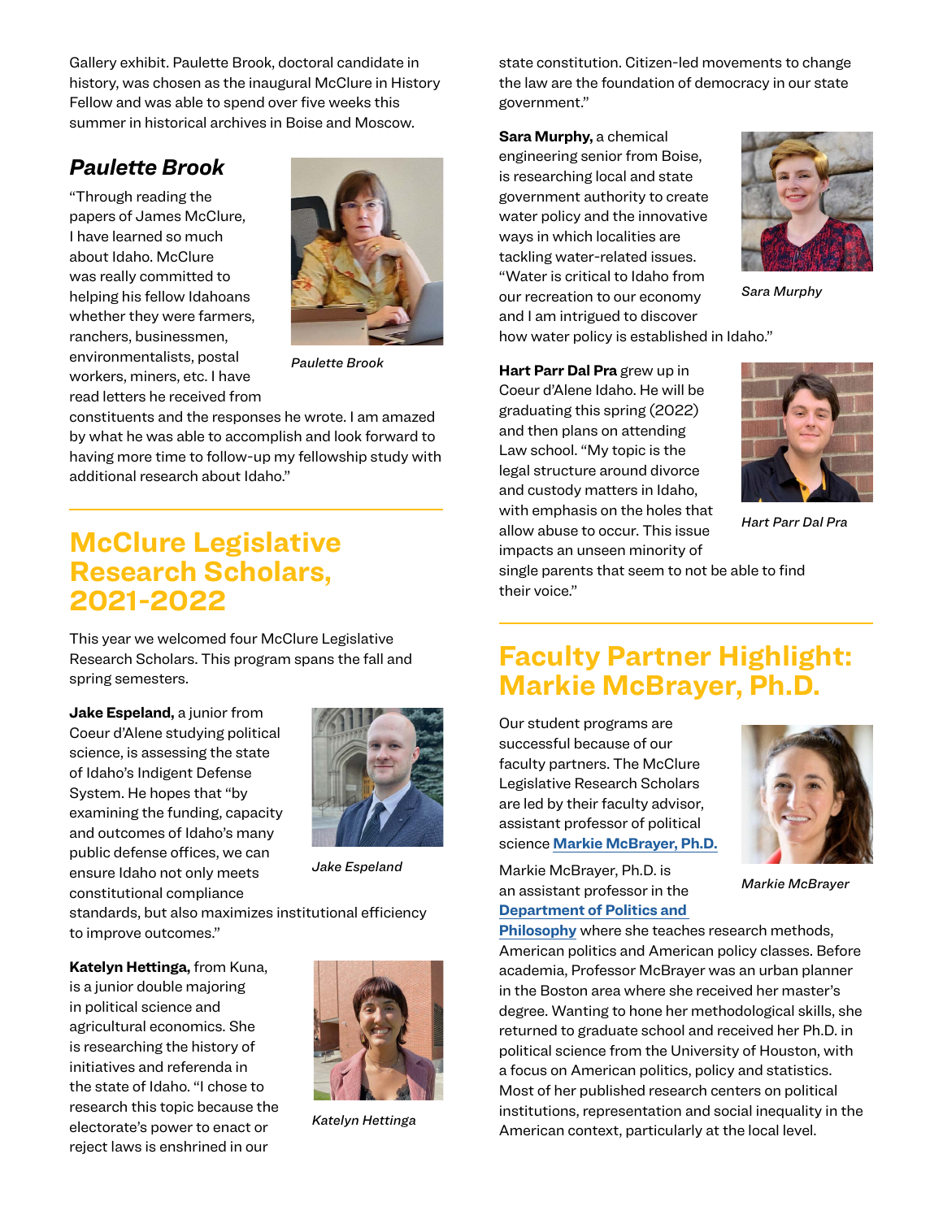Gallery exhibit. Paulette Brook, doctoral candidate in history, was chosen as the inaugural McClure in History Fellow and was able to spend over five weeks this summer in historical archives in Boise and Moscow.

### *Paulette Brook*

"Through reading the papers of James McClure, I have learned so much about Idaho. McClure was really committed to helping his fellow Idahoans whether they were farmers, ranchers, businessmen, environmentalists, postal workers, miners, etc. I have read letters he received from constituents and the responses he wrote. I am amazed by what he was able to accomplish and look forward to having more time to follow-up my fellowship study with additional research about Idaho."

*Paulette Brook*

## McClure Legislative Research Scholars, 2021-2022

This year we welcomed four McClure Legislative Research Scholars. This program spans the fall and spring semesters.

**Jake Espeland,** a junior from Coeur d'Alene studying political science, is assessing the state of Idaho's Indigent Defense System. He hopes that "by examining the funding, capacity and outcomes of Idaho's many public defense offices, we can ensure Idaho not only meets constitutional compliance standards, but also maximizes institutional efficiency to improve outcomes."

*Jake Espeland*

**Katelyn Hettinga,** from Kuna, is a junior double majoring in political science and agricultural economics. She is researching the history of initiatives and referenda in the state of Idaho. "I chose to research this topic because the electorate's power to enact or reject laws is enshrined in our state constitution. Citizen-led movements to change the law are the foundation of democracy in our state government."

*Katelyn Hettinga*

**Sara Murphy,** a chemical engineering senior from Boise, is researching local and state government authority to create water policy and the innovative ways in which localities are tackling water-related issues. "Water is critical to Idaho from our recreation to our economy and I am intrigued to discover how water policy is established in Idaho."

*Sara Murphy*

**Hart Parr Dal Pra** grew up in Coeur d'Alene Idaho. He will be graduating this spring (2022) and then plans on attending Law school. "My topic is the legal structure around divorce and custody matters in Idaho, with emphasis on the holes that allow abuse to occur. This issue impacts an unseen minority of single parents that seem to not be able to find their voice."

*Hart Parr Dal Pra*

## Faculty Partner Highlight: Markie McBrayer, Ph.D.

Our student programs are successful because of our faculty partners. The McClure Legislative Research Scholars are led by their faculty advisor, assistant professor of political science **Markie McBrayer, Ph.D.**

Markie McBrayer, Ph.D. is an assistant professor in the **Department of Politics and Philosophy** where she teaches research methods, American politics and American policy classes. Before academia, Professor McBrayer was an urban planner in the Boston area where she received her master's degree. Wanting to hone her methodological skills, she returned to graduate school and received her Ph.D. in political science from the University of Houston, with a focus on American politics, policy and statistics. Most of her published research centers on political institutions, representation and social inequality in the American context, particularly at the local level.

*Markie McBrayer*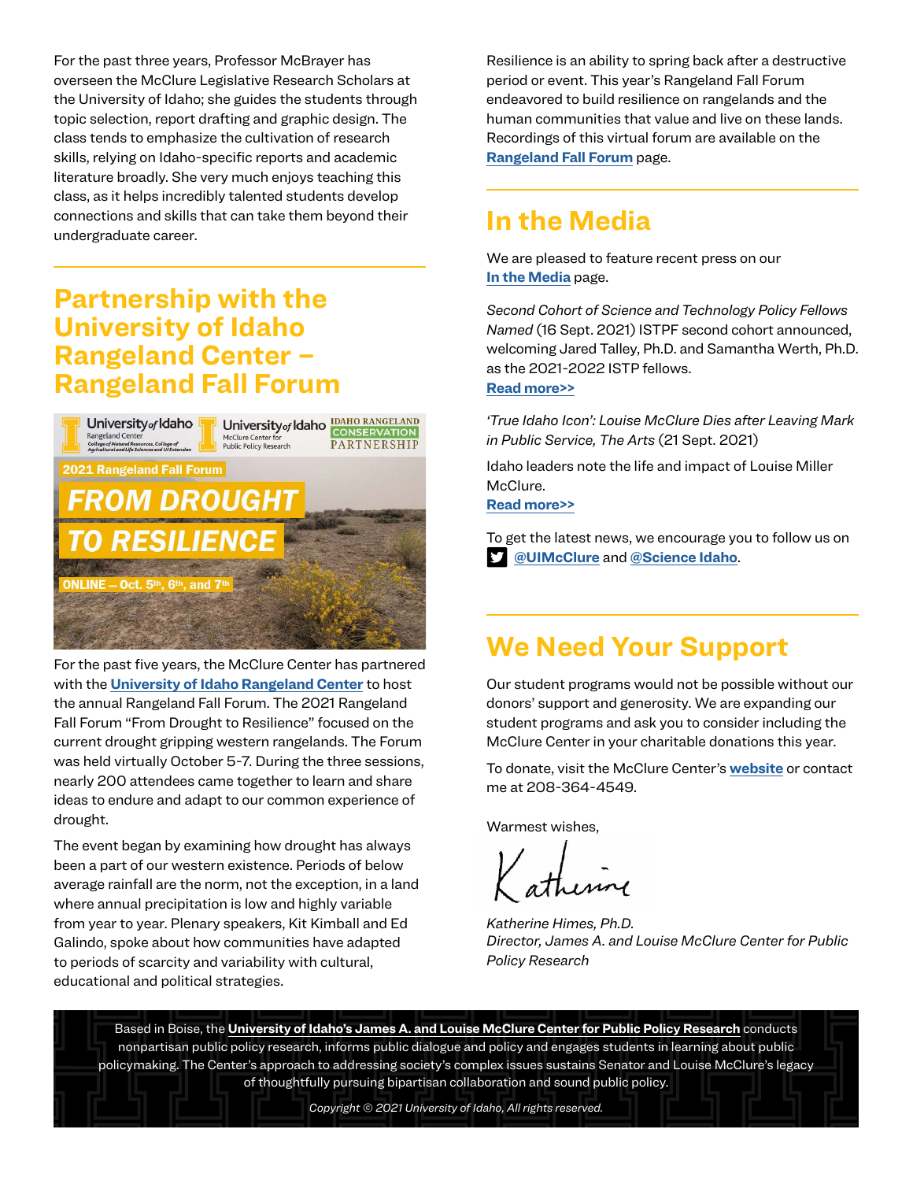For the past three years, Professor McBrayer has overseen the McClure Legislative Research Scholars at the University of Idaho; she guides the students through topic selection, report drafting and graphic design. The class tends to emphasize the cultivation of research skills, relying on Idaho-specific reports and academic literature broadly. She very much enjoys teaching this class, as it helps incredibly talented students develop connections and skills that can take them beyond their undergraduate career.

## Partnership with the University of Idaho Rangeland Center – Rangeland Fall Forum

University of Idaho Rangeland Center
College of Natural Resources, College of Agricultural and Life Sciences and UI Extension
University of Idaho McClure Center for Public Policy Research
IDAHO RANGELAND CONSERVATION PARTNERSHIP

2021 Rangeland Fall Forum
FROM DROUGHT TO RESILIENCE
ONLINE – Oct. 5th, 6th, and 7th

For the past five years, the McClure Center has partnered with the **University of Idaho Rangeland Center** to host the annual Rangeland Fall Forum. The 2021 Rangeland Fall Forum "From Drought to Resilience" focused on the current drought gripping western rangelands. The Forum was held virtually October 5-7. During the three sessions, nearly 200 attendees came together to learn and share ideas to endure and adapt to our common experience of drought.

The event began by examining how drought has always been a part of our western existence. Periods of below average rainfall are the norm, not the exception, in a land where annual precipitation is low and highly variable from year to year. Plenary speakers, Kit Kimball and Ed Galindo, spoke about how communities have adapted to periods of scarcity and variability with cultural, educational and political strategies.

Resilience is an ability to spring back after a destructive period or event. This year's Rangeland Fall Forum endeavored to build resilience on rangelands and the human communities that value and live on these lands. Recordings of this virtual forum are available on the **Rangeland Fall Forum** page.

## In the Media

We are pleased to feature recent press on our **In the Media** page.

*Second Cohort of Science and Technology Policy Fellows Named* (16 Sept. 2021) ISTPF second cohort announced, welcoming Jared Talley, Ph.D. and Samantha Werth, Ph.D. as the 2021-2022 ISTP fellows.
**Read more>>**

*'True Idaho Icon': Louise McClure Dies after Leaving Mark in Public Service, The Arts* (21 Sept. 2021)

Idaho leaders note the life and impact of Louise Miller McClure.
**Read more>>**

To get the latest news, we encourage you to follow us on **@UIMcClure** and **@Science Idaho**.

## We Need Your Support

Our student programs would not be possible without our donors' support and generosity. We are expanding our student programs and ask you to consider including the McClure Center in your charitable donations this year.

To donate, visit the McClure Center's **website** or contact me at 208-364-4549.

Warmest wishes,

Katherine

*Katherine Himes, Ph.D.*
*Director, James A. and Louise McClure Center for Public Policy Research*

Based in Boise, the **University of Idaho's James A. and Louise McClure Center for Public Policy Research** conducts nonpartisan public policy research, informs public dialogue and policy and engages students in learning about public policymaking. The Center's approach to addressing society's complex issues sustains Senator and Louise McClure's legacy of thoughtfully pursuing bipartisan collaboration and sound public policy.

*Copyright © 2021 University of Idaho, All rights reserved.*